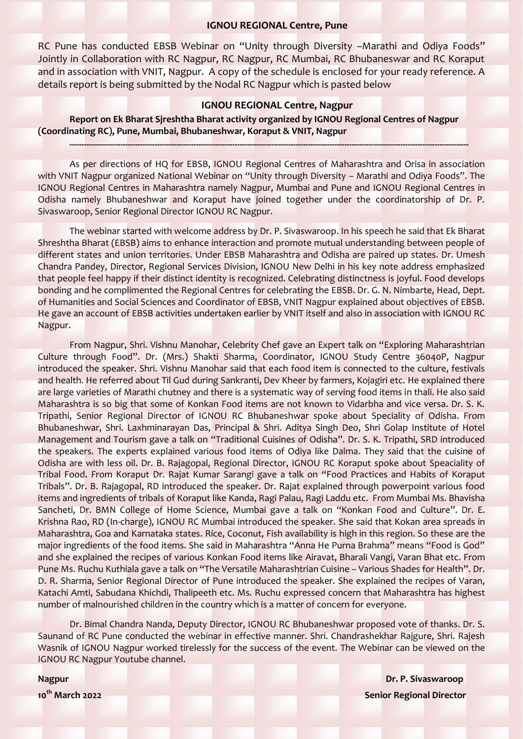## IGNOU REGIONAL Centre, Pune

RC Pune has conducted EBSB Webinar on "Unity through Diversity –Marathi and Odiya Foods" Jointly in Collaboration with RC Nagpur, RC Nagpur, RC Mumbai, RC Bhubaneswar and RC Koraput and in association with VNIT, Nagpur. A copy of the schedule is enclosed for your ready reference. A details report is being submitted by the Nodal RC Nagpur which is pasted below

## IGNOU REGIONAL Centre, Nagpur

**Report on Ek Bharat Sjreshtha Bharat activity organized by IGNOU Regional Centres of Nagpur (Coordinating RC), Pune, Mumbai, Bhubaneshwar, Koraput & VNIT, Nagpur**

---

As per directions of HQ for EBSB, IGNOU Regional Centres of Maharashtra and Orisa in association with VNIT Nagpur organized National Webinar on "Unity through Diversity – Marathi and Odiya Foods". The IGNOU Regional Centres in Maharashtra namely Nagpur, Mumbai and Pune and IGNOU Regional Centres in Odisha namely Bhubaneshwar and Koraput have joined together under the coordinatorship of Dr. P. Sivaswaroop, Senior Regional Director IGNOU RC Nagpur.

The webinar started with welcome address by Dr. P. Sivaswaroop. In his speech he said that Ek Bharat Shreshtha Bharat (EBSB) aims to enhance interaction and promote mutual understanding between people of different states and union territories. Under EBSB Maharashtra and Odisha are paired up states. Dr. Umesh Chandra Pandey, Director, Regional Services Division, IGNOU New Delhi in his key note address emphasized that people feel happy if their distinct identity is recognized. Celebrating distinctness is joyful. Food develops bonding and he complimented the Regional Centres for celebrating the EBSB. Dr. G. N. Nimbarte, Head, Dept. of Humanities and Social Sciences and Coordinator of EBSB, VNIT Nagpur explained about objectives of EBSB. He gave an account of EBSB activities undertaken earlier by VNIT itself and also in association with IGNOU RC Nagpur.

From Nagpur, Shri. Vishnu Manohar, Celebrity Chef gave an Expert talk on "Exploring Maharashtrian Culture through Food". Dr. (Mrs.) Shakti Sharma, Coordinator, IGNOU Study Centre 36040P, Nagpur introduced the speaker. Shri. Vishnu Manohar said that each food item is connected to the culture, festivals and health. He referred about Til Gud during Sankranti, Dev Kheer by farmers, Kojagiri etc. He explained there are large varieties of Marathi chutney and there is a systematic way of serving food items in thali. He also said Maharashtra is so big that some of Konkan Food items are not known to Vidarbha and vice versa. Dr. S. K. Tripathi, Senior Regional Director of IGNOU RC Bhubaneshwar spoke about Speciality of Odisha. From Bhubaneshwar, Shri. Laxhminarayan Das, Principal & Shri. Aditya Singh Deo, Shri Golap Institute of Hotel Management and Tourism gave a talk on "Traditional Cuisines of Odisha". Dr. S. K. Tripathi, SRD introduced the speakers. The experts explained various food items of Odiya like Dalma. They said that the cuisine of Odisha are with less oil. Dr. B. Rajagopal, Regional Director, IGNOU RC Koraput spoke about Speaciality of Tribal Food. From Koraput Dr. Rajat Kumar Sarangi gave a talk on "Food Practices and Habits of Koraput Tribals". Dr. B. Rajagopal, RD introduced the speaker. Dr. Rajat explained through powerpoint various food items and ingredients of tribals of Koraput like Kanda, Ragi Palau, Ragi Laddu etc. From Mumbai Ms. Bhavisha Sancheti, Dr. BMN College of Home Science, Mumbai gave a talk on "Konkan Food and Culture". Dr. E. Krishna Rao, RD (In-charge), IGNOU RC Mumbai introduced the speaker. She said that Kokan area spreads in Maharashtra, Goa and Karnataka states. Rice, Coconut, Fish availability is high in this region. So these are the major ingredients of the food items. She said in Maharashtra "Anna He Purna Brahma" means "Food is God" and she explained the recipes of various Konkan Food items like Airavat, Bharali Vangi, Varan Bhat etc. From Pune Ms. Ruchu Kuthiala gave a talk on "The Versatile Maharashtrian Cuisine – Various Shades for Health". Dr. D. R. Sharma, Senior Regional Director of Pune introduced the speaker. She explained the recipes of Varan, Katachi Amti, Sabudana Khichdi, Thalipeeth etc. Ms. Ruchu expressed concern that Maharashtra has highest number of malnourished children in the country which is a matter of concern for everyone.

Dr. Bimal Chandra Nanda, Deputy Director, IGNOU RC Bhubaneshwar proposed vote of thanks. Dr. S. Saunand of RC Pune conducted the webinar in effective manner. Shri. Chandrashekhar Rajgure, Shri. Rajesh Wasnik of IGNOU Nagpur worked tirelessly for the success of the event. The Webinar can be viewed on the IGNOU RC Nagpur Youtube channel.

**Nagpur**
**10th March 2022**

**Dr. P. Sivaswaroop**
**Senior Regional Director**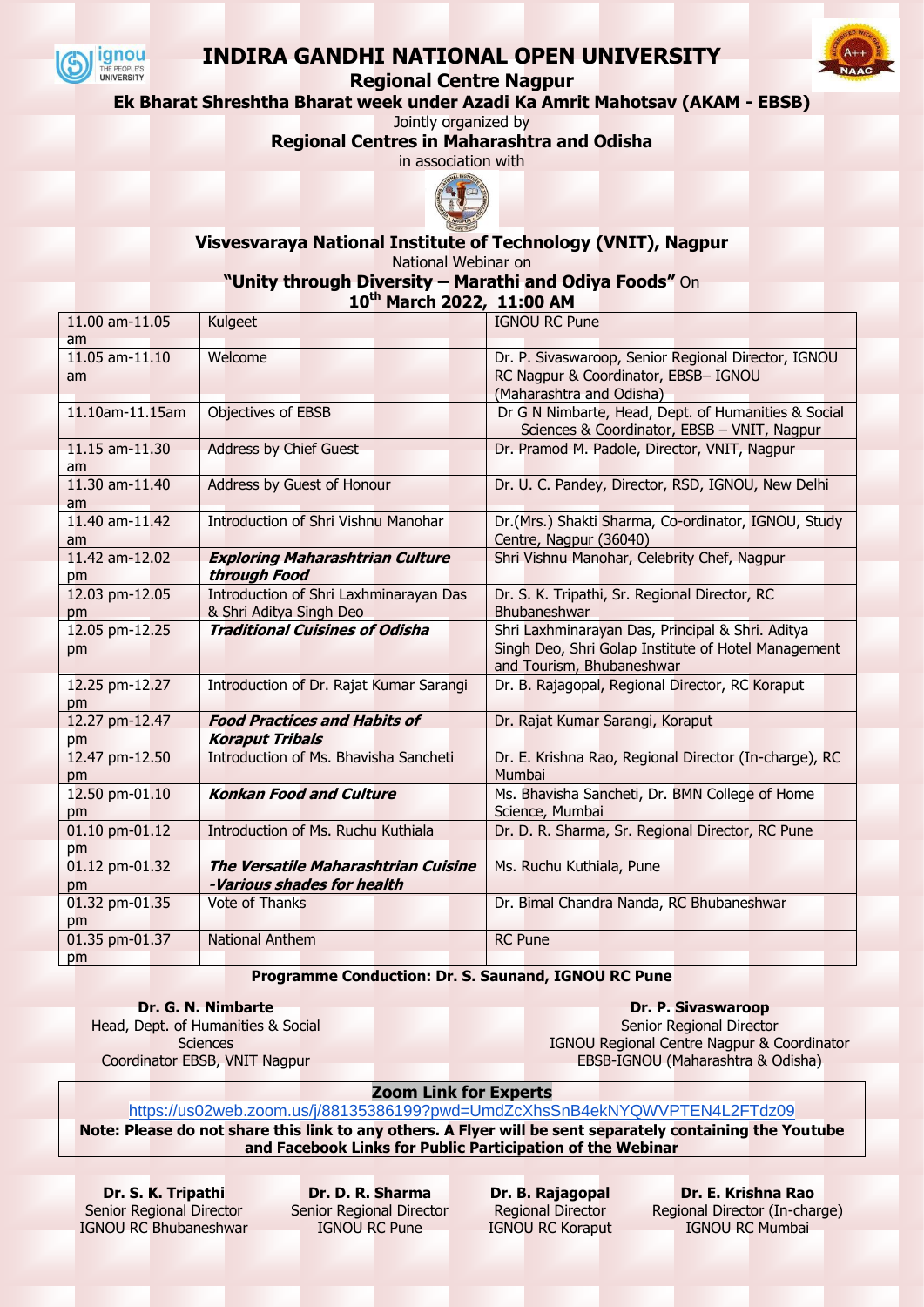# INDIRA GANDHI NATIONAL OPEN UNIVERSITY

## Regional Centre Nagpur

**Ek Bharat Shreshtha Bharat week under Azadi Ka Amrit Mahotsav (AKAM - EBSB)**

Jointly organized by

**Regional Centres in Maharashtra and Odisha**

in association with

**Visvesvaraya National Institute of Technology (VNIT), Nagpur**

National Webinar on

**"Unity through Diversity – Marathi and Odiya Foods"** On **10th March 2022, 11:00 AM**

| | | |
|---|---|---|
| 11.00 am-11.05 am | Kulgeet | IGNOU RC Pune |
| 11.05 am-11.10 am | Welcome | Dr. P. Sivaswaroop, Senior Regional Director, IGNOU RC Nagpur & Coordinator, EBSB– IGNOU (Maharashtra and Odisha) |
| 11.10am-11.15am | Objectives of EBSB | Dr G N Nimbarte, Head, Dept. of Humanities & Social Sciences & Coordinator, EBSB – VNIT, Nagpur |
| 11.15 am-11.30 am | Address by Chief Guest | Dr. Pramod M. Padole, Director, VNIT, Nagpur |
| 11.30 am-11.40 am | Address by Guest of Honour | Dr. U. C. Pandey, Director, RSD, IGNOU, New Delhi |
| 11.40 am-11.42 am | Introduction of Shri Vishnu Manohar | Dr.(Mrs.) Shakti Sharma, Co-ordinator, IGNOU, Study Centre, Nagpur (36040) |
| 11.42 am-12.02 pm | ***Exploring Maharashtrian Culture through Food*** | Shri Vishnu Manohar, Celebrity Chef, Nagpur |
| 12.03 pm-12.05 pm | Introduction of Shri Laxhminarayan Das & Shri Aditya Singh Deo | Dr. S. K. Tripathi, Sr. Regional Director, RC Bhubaneshwar |
| 12.05 pm-12.25 pm | ***Traditional Cuisines of Odisha*** | Shri Laxhminarayan Das, Principal & Shri. Aditya Singh Deo, Shri Golap Institute of Hotel Management and Tourism, Bhubaneshwar |
| 12.25 pm-12.27 pm | Introduction of Dr. Rajat Kumar Sarangi | Dr. B. Rajagopal, Regional Director, RC Koraput |
| 12.27 pm-12.47 pm | ***Food Practices and Habits of Koraput Tribals*** | Dr. Rajat Kumar Sarangi, Koraput |
| 12.47 pm-12.50 pm | Introduction of Ms. Bhavisha Sancheti | Dr. E. Krishna Rao, Regional Director (In-charge), RC Mumbai |
| 12.50 pm-01.10 pm | ***Konkan Food and Culture*** | Ms. Bhavisha Sancheti, Dr. BMN College of Home Science, Mumbai |
| 01.10 pm-01.12 pm | Introduction of Ms. Ruchu Kuthiala | Dr. D. R. Sharma, Sr. Regional Director, RC Pune |
| 01.12 pm-01.32 pm | ***The Versatile Maharashtrian Cuisine -Various shades for health*** | Ms. Ruchu Kuthiala, Pune |
| 01.32 pm-01.35 pm | Vote of Thanks | Dr. Bimal Chandra Nanda, RC Bhubaneshwar |
| 01.35 pm-01.37 pm | National Anthem | RC Pune |

**Programme Conduction: Dr. S. Saunand, IGNOU RC Pune**

**Dr. G. N. Nimbarte**
Head, Dept. of Humanities & Social Sciences
Coordinator EBSB, VNIT Nagpur

**Dr. P. Sivaswaroop**
Senior Regional Director
IGNOU Regional Centre Nagpur & Coordinator EBSB-IGNOU (Maharashtra & Odisha)

**Zoom Link for Experts**

https://us02web.zoom.us/j/88135386199?pwd=UmdZcXhsSnB4ekNYQWVPTEN4L2FTdz09

**Note: Please do not share this link to any others. A Flyer will be sent separately containing the Youtube and Facebook Links for Public Participation of the Webinar**

**Dr. S. K. Tripathi**
Senior Regional Director
IGNOU RC Bhubaneshwar

**Dr. D. R. Sharma**
Senior Regional Director
IGNOU RC Pune

**Dr. B. Rajagopal**
Regional Director
IGNOU RC Koraput

**Dr. E. Krishna Rao**
Regional Director (In-charge)
IGNOU RC Mumbai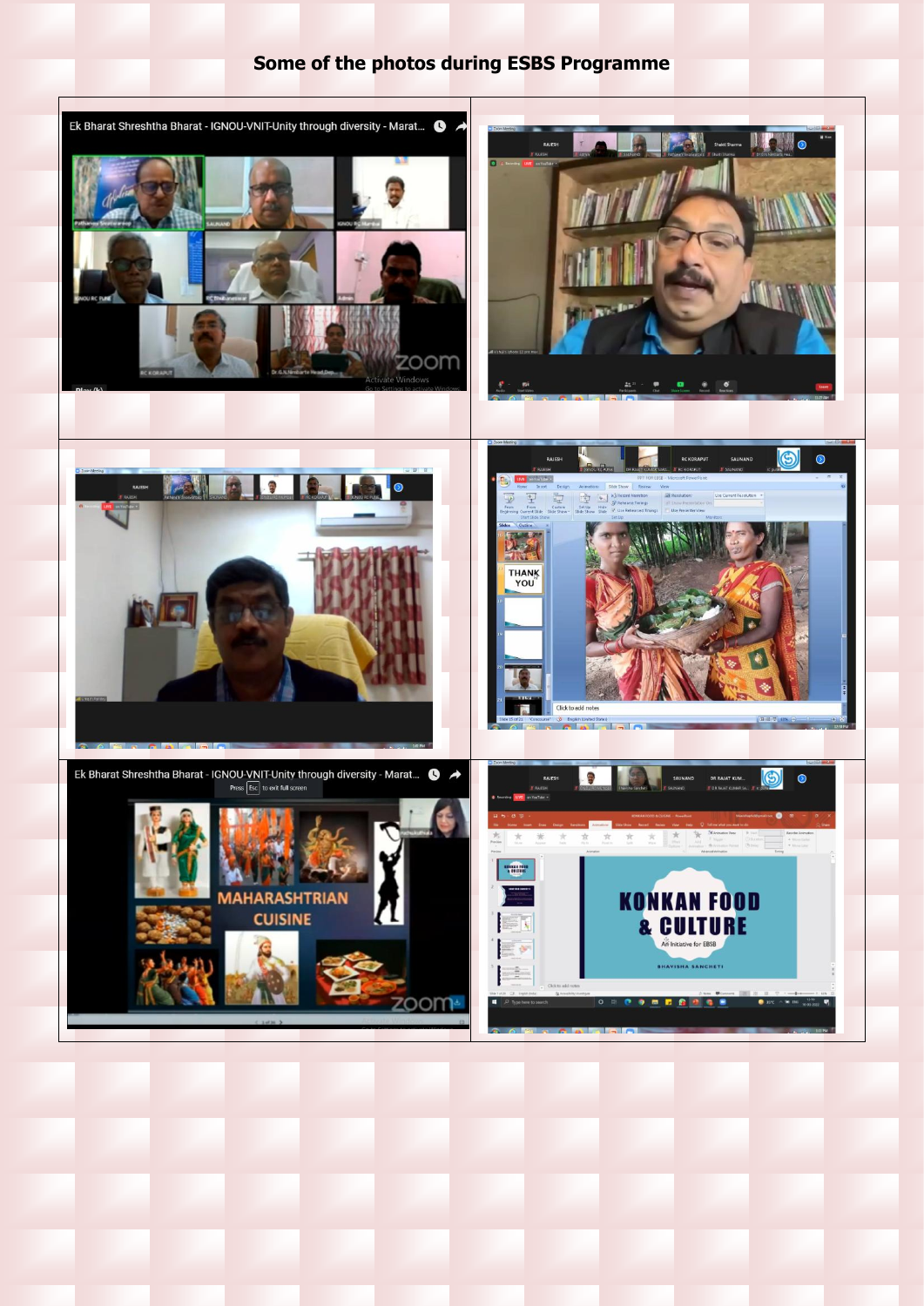**Some of the photos during ESBS Programme**